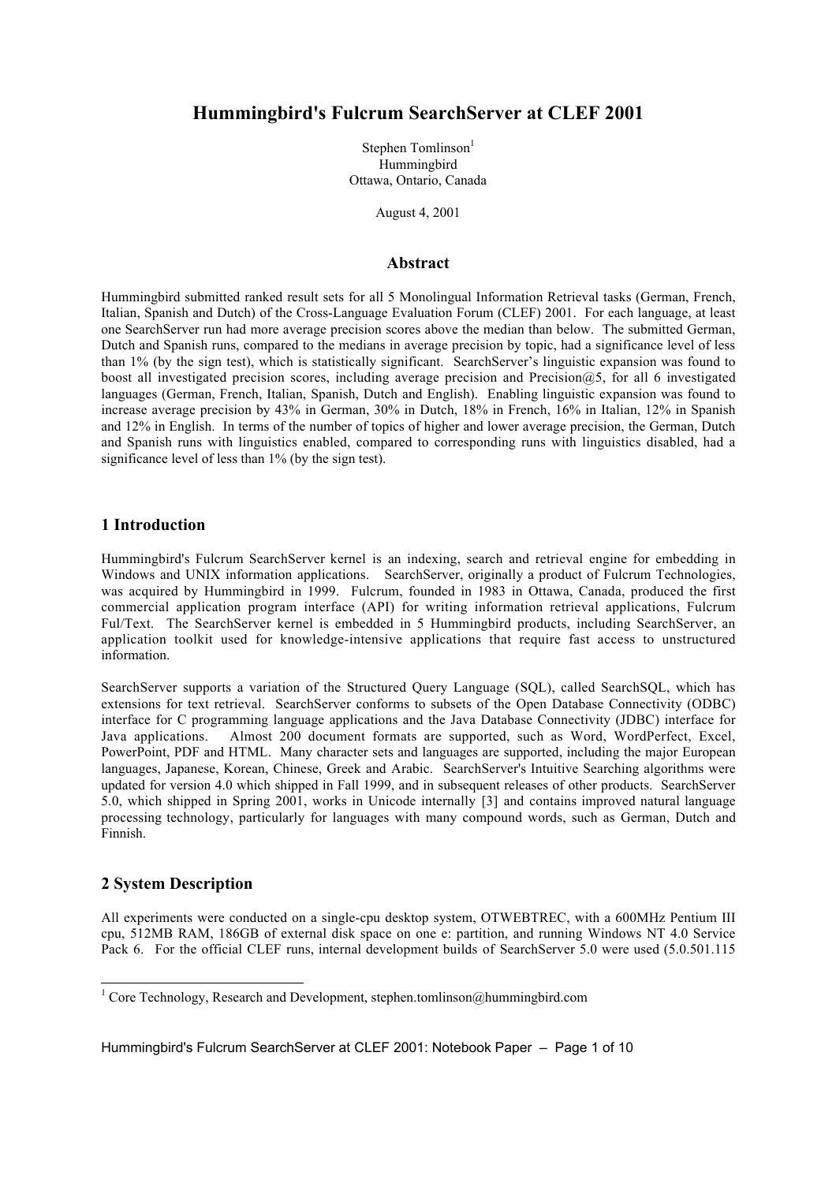# Hummingbird's Fulcrum SearchServer at CLEF 2001

Stephen Tomlinson[1]
Hummingbird
Ottawa, Ontario, Canada

August 4, 2001

## Abstract

Hummingbird submitted ranked result sets for all 5 Monolingual Information Retrieval tasks (German, French, Italian, Spanish and Dutch) of the Cross-Language Evaluation Forum (CLEF) 2001. For each language, at least one SearchServer run had more average precision scores above the median than below. The submitted German, Dutch and Spanish runs, compared to the medians in average precision by topic, had a significance level of less than 1% (by the sign test), which is statistically significant. SearchServer's linguistic expansion was found to boost all investigated precision scores, including average precision and Precision@5, for all 6 investigated languages (German, French, Italian, Spanish, Dutch and English). Enabling linguistic expansion was found to increase average precision by 43% in German, 30% in Dutch, 18% in French, 16% in Italian, 12% in Spanish and 12% in English. In terms of the number of topics of higher and lower average precision, the German, Dutch and Spanish runs with linguistics enabled, compared to corresponding runs with linguistics disabled, had a significance level of less than 1% (by the sign test).

## 1 Introduction

Hummingbird's Fulcrum SearchServer kernel is an indexing, search and retrieval engine for embedding in Windows and UNIX information applications. SearchServer, originally a product of Fulcrum Technologies, was acquired by Hummingbird in 1999. Fulcrum, founded in 1983 in Ottawa, Canada, produced the first commercial application program interface (API) for writing information retrieval applications, Fulcrum Ful/Text. The SearchServer kernel is embedded in 5 Hummingbird products, including SearchServer, an application toolkit used for knowledge-intensive applications that require fast access to unstructured information.

SearchServer supports a variation of the Structured Query Language (SQL), called SearchSQL, which has extensions for text retrieval. SearchServer conforms to subsets of the Open Database Connectivity (ODBC) interface for C programming language applications and the Java Database Connectivity (JDBC) interface for Java applications. Almost 200 document formats are supported, such as Word, WordPerfect, Excel, PowerPoint, PDF and HTML. Many character sets and languages are supported, including the major European languages, Japanese, Korean, Chinese, Greek and Arabic. SearchServer's Intuitive Searching algorithms were updated for version 4.0 which shipped in Fall 1999, and in subsequent releases of other products. SearchServer 5.0, which shipped in Spring 2001, works in Unicode internally [3] and contains improved natural language processing technology, particularly for languages with many compound words, such as German, Dutch and Finnish.

## 2 System Description

All experiments were conducted on a single-cpu desktop system, OTWEBTREC, with a 600MHz Pentium III cpu, 512MB RAM, 186GB of external disk space on one e: partition, and running Windows NT 4.0 Service Pack 6. For the official CLEF runs, internal development builds of SearchServer 5.0 were used (5.0.501.115

[1] Core Technology, Research and Development, stephen.tomlinson@hummingbird.com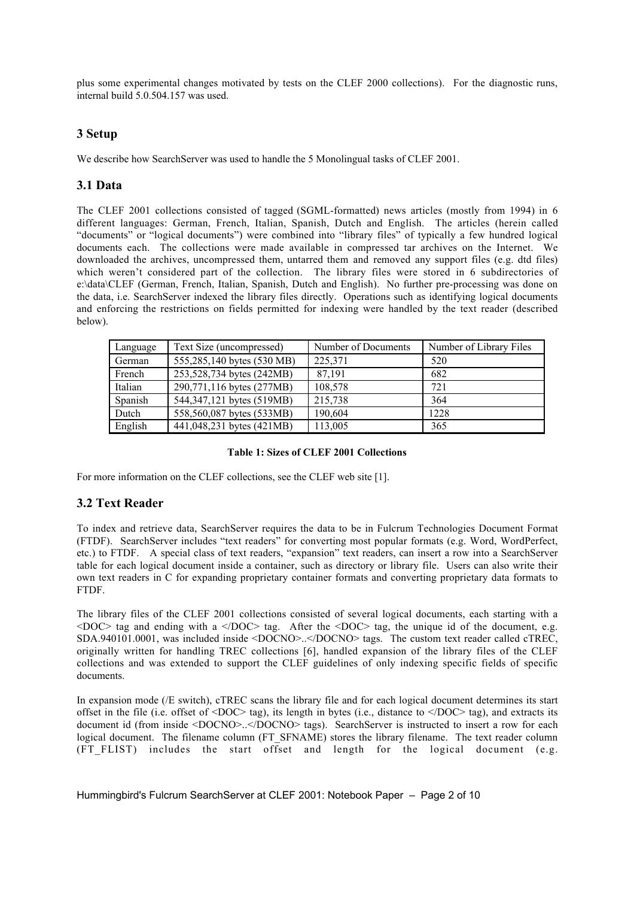plus some experimental changes motivated by tests on the CLEF 2000 collections). For the diagnostic runs, internal build 5.0.504.157 was used.

## 3 Setup

We describe how SearchServer was used to handle the 5 Monolingual tasks of CLEF 2001.

### 3.1 Data

The CLEF 2001 collections consisted of tagged (SGML-formatted) news articles (mostly from 1994) in 6 different languages: German, French, Italian, Spanish, Dutch and English. The articles (herein called "documents" or "logical documents") were combined into "library files" of typically a few hundred logical documents each. The collections were made available in compressed tar archives on the Internet. We downloaded the archives, uncompressed them, untarred them and removed any support files (e.g. dtd files) which weren't considered part of the collection. The library files were stored in 6 subdirectories of e:\data\CLEF (German, French, Italian, Spanish, Dutch and English). No further pre-processing was done on the data, i.e. SearchServer indexed the library files directly. Operations such as identifying logical documents and enforcing the restrictions on fields permitted for indexing were handled by the text reader (described below).

| Language | Text Size (uncompressed) | Number of Documents | Number of Library Files |
|---|---|---|---|
| German | 555,285,140 bytes (530 MB) | 225,371 | 520 |
| French | 253,528,734 bytes (242MB) | 87,191 | 682 |
| Italian | 290,771,116 bytes (277MB) | 108,578 | 721 |
| Spanish | 544,347,121 bytes (519MB) | 215,738 | 364 |
| Dutch | 558,560,087 bytes (533MB) | 190,604 | 1228 |
| English | 441,048,231 bytes (421MB) | 113,005 | 365 |

**Table 1: Sizes of CLEF 2001 Collections**

For more information on the CLEF collections, see the CLEF web site [1].

### 3.2 Text Reader

To index and retrieve data, SearchServer requires the data to be in Fulcrum Technologies Document Format (FTDF). SearchServer includes "text readers" for converting most popular formats (e.g. Word, WordPerfect, etc.) to FTDF. A special class of text readers, "expansion" text readers, can insert a row into a SearchServer table for each logical document inside a container, such as directory or library file. Users can also write their own text readers in C for expanding proprietary container formats and converting proprietary data formats to FTDF.

The library files of the CLEF 2001 collections consisted of several logical documents, each starting with a <DOC> tag and ending with a </DOC> tag. After the <DOC> tag, the unique id of the document, e.g. SDA.940101.0001, was included inside <DOCNO>..</DOCNO> tags. The custom text reader called cTREC, originally written for handling TREC collections [6], handled expansion of the library files of the CLEF collections and was extended to support the CLEF guidelines of only indexing specific fields of specific documents.

In expansion mode (/E switch), cTREC scans the library file and for each logical document determines its start offset in the file (i.e. offset of <DOC> tag), its length in bytes (i.e., distance to </DOC> tag), and extracts its document id (from inside <DOCNO>..</DOCNO> tags). SearchServer is instructed to insert a row for each logical document. The filename column (FT_SFNAME) stores the library filename. The text reader column (FT_FLIST) includes the start offset and length for the logical document (e.g.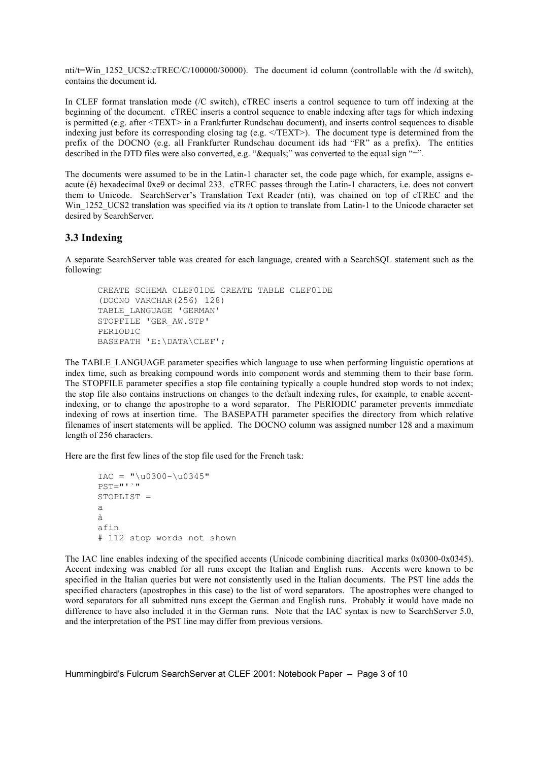nti/t=Win_1252_UCS2:cTREC/C/100000/30000). The document id column (controllable with the /d switch), contains the document id.

In CLEF format translation mode (/C switch), cTREC inserts a control sequence to turn off indexing at the beginning of the document. cTREC inserts a control sequence to enable indexing after tags for which indexing is permitted (e.g. after <TEXT> in a Frankfurter Rundschau document), and inserts control sequences to disable indexing just before its corresponding closing tag (e.g. </TEXT>). The document type is determined from the prefix of the DOCNO (e.g. all Frankfurter Rundschau document ids had "FR" as a prefix). The entities described in the DTD files were also converted, e.g. "&equals;" was converted to the equal sign "=".

The documents were assumed to be in the Latin-1 character set, the code page which, for example, assigns e-acute (é) hexadecimal 0xe9 or decimal 233. cTREC passes through the Latin-1 characters, i.e. does not convert them to Unicode. SearchServer's Translation Text Reader (nti), was chained on top of cTREC and the Win_1252_UCS2 translation was specified via its /t option to translate from Latin-1 to the Unicode character set desired by SearchServer.

### 3.3 Indexing

A separate SearchServer table was created for each language, created with a SearchSQL statement such as the following:

```
CREATE SCHEMA CLEF01DE CREATE TABLE CLEF01DE
(DOCNO VARCHAR(256) 128)
TABLE_LANGUAGE 'GERMAN'
STOPFILE 'GER_AW.STP'
PERIODIC
BASEPATH 'E:\DATA\CLEF';
```

The TABLE_LANGUAGE parameter specifies which language to use when performing linguistic operations at index time, such as breaking compound words into component words and stemming them to their base form. The STOPFILE parameter specifies a stop file containing typically a couple hundred stop words to not index; the stop file also contains instructions on changes to the default indexing rules, for example, to enable accent-indexing, or to change the apostrophe to a word separator. The PERIODIC parameter prevents immediate indexing of rows at insertion time. The BASEPATH parameter specifies the directory from which relative filenames of insert statements will be applied. The DOCNO column was assigned number 128 and a maximum length of 256 characters.

Here are the first few lines of the stop file used for the French task:

```
IAC = "\u0300-\u0345"
PST="'`"
STOPLIST =
a
à
afin
# 112 stop words not shown
```

The IAC line enables indexing of the specified accents (Unicode combining diacritical marks 0x0300-0x0345). Accent indexing was enabled for all runs except the Italian and English runs. Accents were known to be specified in the Italian queries but were not consistently used in the Italian documents. The PST line adds the specified characters (apostrophes in this case) to the list of word separators. The apostrophes were changed to word separators for all submitted runs except the German and English runs. Probably it would have made no difference to have also included it in the German runs. Note that the IAC syntax is new to SearchServer 5.0, and the interpretation of the PST line may differ from previous versions.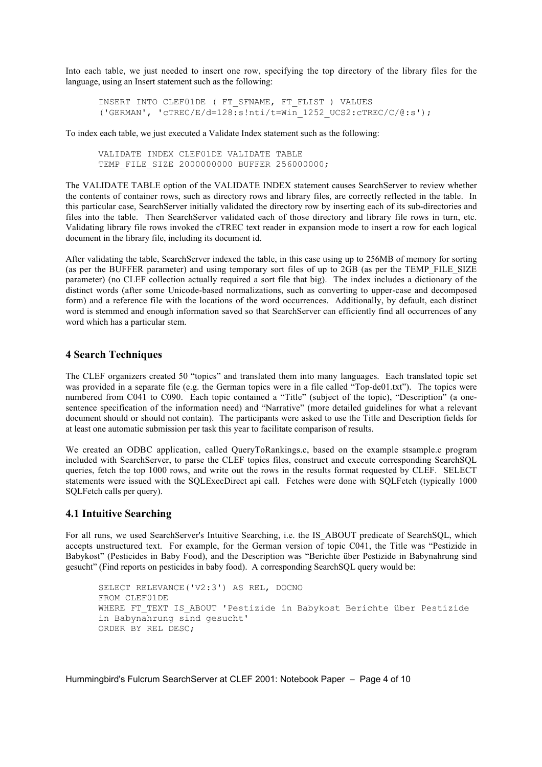Into each table, we just needed to insert one row, specifying the top directory of the library files for the language, using an Insert statement such as the following:

```
INSERT INTO CLEF01DE ( FT_SFNAME, FT_FLIST ) VALUES
('GERMAN', 'cTREC/E/d=128:s!nti/t=Win_1252_UCS2:cTREC/C/@:s');
```

To index each table, we just executed a Validate Index statement such as the following:

```
VALIDATE INDEX CLEF01DE VALIDATE TABLE
TEMP_FILE_SIZE 2000000000 BUFFER 256000000;
```

The VALIDATE TABLE option of the VALIDATE INDEX statement causes SearchServer to review whether the contents of container rows, such as directory rows and library files, are correctly reflected in the table. In this particular case, SearchServer initially validated the directory row by inserting each of its sub-directories and files into the table. Then SearchServer validated each of those directory and library file rows in turn, etc. Validating library file rows invoked the cTREC text reader in expansion mode to insert a row for each logical document in the library file, including its document id.

After validating the table, SearchServer indexed the table, in this case using up to 256MB of memory for sorting (as per the BUFFER parameter) and using temporary sort files of up to 2GB (as per the TEMP_FILE_SIZE parameter) (no CLEF collection actually required a sort file that big). The index includes a dictionary of the distinct words (after some Unicode-based normalizations, such as converting to upper-case and decomposed form) and a reference file with the locations of the word occurrences. Additionally, by default, each distinct word is stemmed and enough information saved so that SearchServer can efficiently find all occurrences of any word which has a particular stem.

## 4 Search Techniques

The CLEF organizers created 50 "topics" and translated them into many languages. Each translated topic set was provided in a separate file (e.g. the German topics were in a file called "Top-de01.txt"). The topics were numbered from C041 to C090. Each topic contained a "Title" (subject of the topic), "Description" (a one-sentence specification of the information need) and "Narrative" (more detailed guidelines for what a relevant document should or should not contain). The participants were asked to use the Title and Description fields for at least one automatic submission per task this year to facilitate comparison of results.

We created an ODBC application, called QueryToRankings.c, based on the example stsample.c program included with SearchServer, to parse the CLEF topics files, construct and execute corresponding SearchSQL queries, fetch the top 1000 rows, and write out the rows in the results format requested by CLEF. SELECT statements were issued with the SQLExecDirect api call. Fetches were done with SQLFetch (typically 1000 SQLFetch calls per query).

### 4.1 Intuitive Searching

For all runs, we used SearchServer's Intuitive Searching, i.e. the IS_ABOUT predicate of SearchSQL, which accepts unstructured text. For example, for the German version of topic C041, the Title was "Pestizide in Babykost" (Pesticides in Baby Food), and the Description was "Berichte über Pestizide in Babynahrung sind gesucht" (Find reports on pesticides in baby food). A corresponding SearchSQL query would be:

```
SELECT RELEVANCE('V2:3') AS REL, DOCNO
FROM CLEF01DE
WHERE FT_TEXT IS_ABOUT 'Pestizide in Babykost Berichte über Pestizide
in Babynahrung sind gesucht'
ORDER BY REL DESC;
```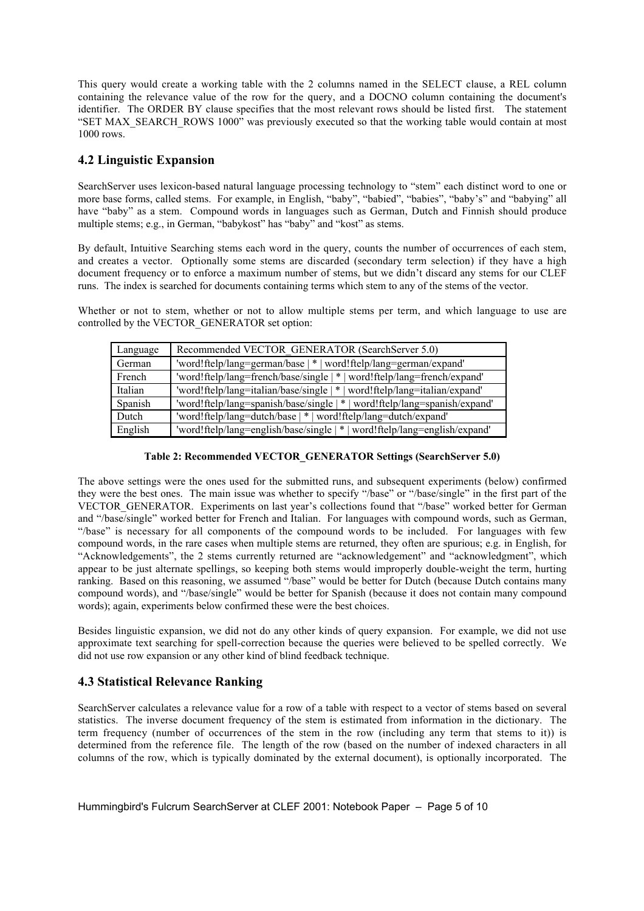This query would create a working table with the 2 columns named in the SELECT clause, a REL column containing the relevance value of the row for the query, and a DOCNO column containing the document's identifier. The ORDER BY clause specifies that the most relevant rows should be listed first. The statement "SET MAX_SEARCH_ROWS 1000" was previously executed so that the working table would contain at most 1000 rows.

## 4.2 Linguistic Expansion

SearchServer uses lexicon-based natural language processing technology to "stem" each distinct word to one or more base forms, called stems. For example, in English, "baby", "babied", "babies", "baby's" and "babying" all have "baby" as a stem. Compound words in languages such as German, Dutch and Finnish should produce multiple stems; e.g., in German, "babykost" has "baby" and "kost" as stems.

By default, Intuitive Searching stems each word in the query, counts the number of occurrences of each stem, and creates a vector. Optionally some stems are discarded (secondary term selection) if they have a high document frequency or to enforce a maximum number of stems, but we didn't discard any stems for our CLEF runs. The index is searched for documents containing terms which stem to any of the stems of the vector.

Whether or not to stem, whether or not to allow multiple stems per term, and which language to use are controlled by the VECTOR_GENERATOR set option:

| Language | Recommended VECTOR_GENERATOR (SearchServer 5.0) |
|---|---|
| German | 'word!ftelp/lang=german/base \| * \| word!ftelp/lang=german/expand' |
| French | 'word!ftelp/lang=french/base/single \| * \| word!ftelp/lang=french/expand' |
| Italian | 'word!ftelp/lang=italian/base/single \| * \| word!ftelp/lang=italian/expand' |
| Spanish | 'word!ftelp/lang=spanish/base/single \| * \| word!ftelp/lang=spanish/expand' |
| Dutch | 'word!ftelp/lang=dutch/base \| * \| word!ftelp/lang=dutch/expand' |
| English | 'word!ftelp/lang=english/base/single \| * \| word!ftelp/lang=english/expand' |

**Table 2: Recommended VECTOR_GENERATOR Settings (SearchServer 5.0)**

The above settings were the ones used for the submitted runs, and subsequent experiments (below) confirmed they were the best ones. The main issue was whether to specify "/base" or "/base/single" in the first part of the VECTOR_GENERATOR. Experiments on last year's collections found that "/base" worked better for German and "/base/single" worked better for French and Italian. For languages with compound words, such as German, "/base" is necessary for all components of the compound words to be included. For languages with few compound words, in the rare cases when multiple stems are returned, they often are spurious; e.g. in English, for "Acknowledgements", the 2 stems currently returned are "acknowledgement" and "acknowledgment", which appear to be just alternate spellings, so keeping both stems would improperly double-weight the term, hurting ranking. Based on this reasoning, we assumed "/base" would be better for Dutch (because Dutch contains many compound words), and "/base/single" would be better for Spanish (because it does not contain many compound words); again, experiments below confirmed these were the best choices.

Besides linguistic expansion, we did not do any other kinds of query expansion. For example, we did not use approximate text searching for spell-correction because the queries were believed to be spelled correctly. We did not use row expansion or any other kind of blind feedback technique.

## 4.3 Statistical Relevance Ranking

SearchServer calculates a relevance value for a row of a table with respect to a vector of stems based on several statistics. The inverse document frequency of the stem is estimated from information in the dictionary. The term frequency (number of occurrences of the stem in the row (including any term that stems to it)) is determined from the reference file. The length of the row (based on the number of indexed characters in all columns of the row, which is typically dominated by the external document), is optionally incorporated. The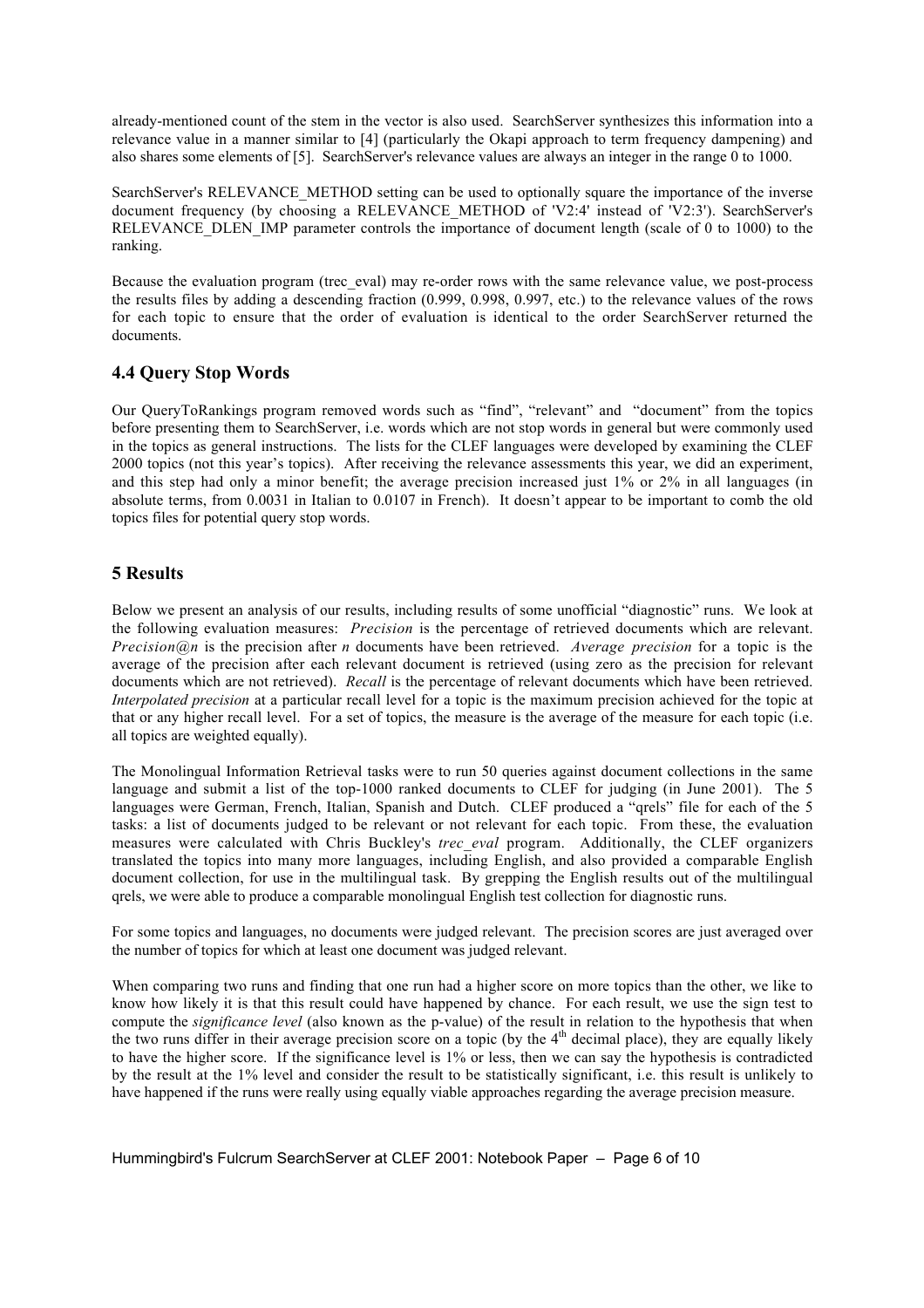already-mentioned count of the stem in the vector is also used. SearchServer synthesizes this information into a relevance value in a manner similar to [4] (particularly the Okapi approach to term frequency dampening) and also shares some elements of [5]. SearchServer's relevance values are always an integer in the range 0 to 1000.

SearchServer's RELEVANCE_METHOD setting can be used to optionally square the importance of the inverse document frequency (by choosing a RELEVANCE_METHOD of 'V2:4' instead of 'V2:3'). SearchServer's RELEVANCE_DLEN_IMP parameter controls the importance of document length (scale of 0 to 1000) to the ranking.

Because the evaluation program (trec_eval) may re-order rows with the same relevance value, we post-process the results files by adding a descending fraction (0.999, 0.998, 0.997, etc.) to the relevance values of the rows for each topic to ensure that the order of evaluation is identical to the order SearchServer returned the documents.

## 4.4 Query Stop Words

Our QueryToRankings program removed words such as "find", "relevant" and "document" from the topics before presenting them to SearchServer, i.e. words which are not stop words in general but were commonly used in the topics as general instructions. The lists for the CLEF languages were developed by examining the CLEF 2000 topics (not this year's topics). After receiving the relevance assessments this year, we did an experiment, and this step had only a minor benefit; the average precision increased just 1% or 2% in all languages (in absolute terms, from 0.0031 in Italian to 0.0107 in French). It doesn't appear to be important to comb the old topics files for potential query stop words.

# 5 Results

Below we present an analysis of our results, including results of some unofficial "diagnostic" runs. We look at the following evaluation measures: *Precision* is the percentage of retrieved documents which are relevant. *Precision@n* is the precision after *n* documents have been retrieved. *Average precision* for a topic is the average of the precision after each relevant document is retrieved (using zero as the precision for relevant documents which are not retrieved). *Recall* is the percentage of relevant documents which have been retrieved. *Interpolated precision* at a particular recall level for a topic is the maximum precision achieved for the topic at that or any higher recall level. For a set of topics, the measure is the average of the measure for each topic (i.e. all topics are weighted equally).

The Monolingual Information Retrieval tasks were to run 50 queries against document collections in the same language and submit a list of the top-1000 ranked documents to CLEF for judging (in June 2001). The 5 languages were German, French, Italian, Spanish and Dutch. CLEF produced a "qrels" file for each of the 5 tasks: a list of documents judged to be relevant or not relevant for each topic. From these, the evaluation measures were calculated with Chris Buckley's *trec_eval* program. Additionally, the CLEF organizers translated the topics into many more languages, including English, and also provided a comparable English document collection, for use in the multilingual task. By grepping the English results out of the multilingual qrels, we were able to produce a comparable monolingual English test collection for diagnostic runs.

For some topics and languages, no documents were judged relevant. The precision scores are just averaged over the number of topics for which at least one document was judged relevant.

When comparing two runs and finding that one run had a higher score on more topics than the other, we like to know how likely it is that this result could have happened by chance. For each result, we use the sign test to compute the *significance level* (also known as the p-value) of the result in relation to the hypothesis that when the two runs differ in their average precision score on a topic (by the 4th decimal place), they are equally likely to have the higher score. If the significance level is 1% or less, then we can say the hypothesis is contradicted by the result at the 1% level and consider the result to be statistically significant, i.e. this result is unlikely to have happened if the runs were really using equally viable approaches regarding the average precision measure.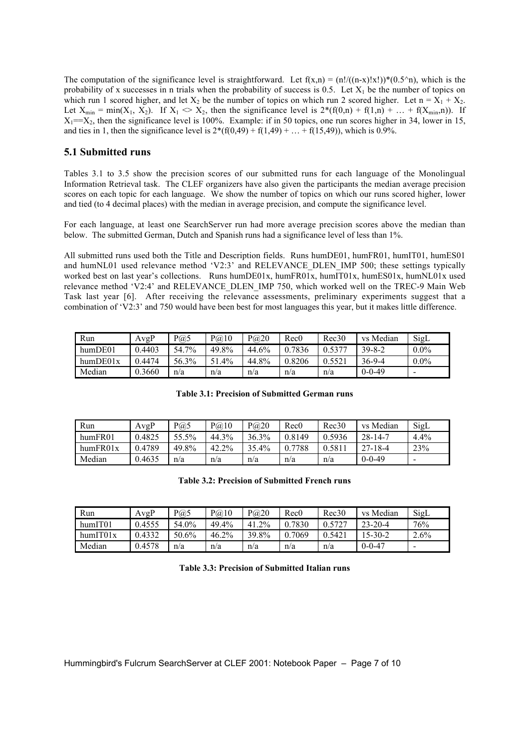The computation of the significance level is straightforward. Let $f(x,n) = (n!/((n-x)!x!))*(0.5^n)$, which is the probability of x successes in n trials when the probability of success is 0.5. Let $X_1$ be the number of topics on which run 1 scored higher, and let $X_2$ be the number of topics on which run 2 scored higher. Let $n = X_1 + X_2$. Let $X_{min} = \min(X_1, X_2)$. If $X_1 <> X_2$, then the significance level is $2*(f(0,n) + f(1,n) + \ldots + f(X_{min},n))$. If $X_1 == X_2$, then the significance level is 100%. Example: if in 50 topics, one run scores higher in 34, lower in 15, and ties in 1, then the significance level is $2*(f(0,49) + f(1,49) + \ldots + f(15,49))$, which is 0.9%.

## 5.1 Submitted runs

Tables 3.1 to 3.5 show the precision scores of our submitted runs for each language of the Monolingual Information Retrieval task. The CLEF organizers have also given the participants the median average precision scores on each topic for each language. We show the number of topics on which our runs scored higher, lower and tied (to 4 decimal places) with the median in average precision, and compute the significance level.

For each language, at least one SearchServer run had more average precision scores above the median than below. The submitted German, Dutch and Spanish runs had a significance level of less than 1%.

All submitted runs used both the Title and Description fields. Runs humDE01, humFR01, humIT01, humES01 and humNL01 used relevance method 'V2:3' and RELEVANCE_DLEN_IMP 500; these settings typically worked best on last year's collections. Runs humDE01x, humFR01x, humIT01x, humES01x, humNL01x used relevance method 'V2:4' and RELEVANCE_DLEN_IMP 750, which worked well on the TREC-9 Main Web Task last year [6]. After receiving the relevance assessments, preliminary experiments suggest that a combination of 'V2:3' and 750 would have been best for most languages this year, but it makes little difference.

| Run | AvgP | P@5 | P@10 | P@20 | Rec0 | Rec30 | vs Median | SigL |
|---|---|---|---|---|---|---|---|---|
| humDE01 | 0.4403 | 54.7% | 49.8% | 44.6% | 0.7836 | 0.5377 | 39-8-2 | 0.0% |
| humDE01x | 0.4474 | 56.3% | 51.4% | 44.8% | 0.8206 | 0.5521 | 36-9-4 | 0.0% |
| Median | 0.3660 | n/a | n/a | n/a | n/a | n/a | 0-0-49 | - |

**Table 3.1: Precision of Submitted German runs**

| Run | AvgP | P@5 | P@10 | P@20 | Rec0 | Rec30 | vs Median | SigL |
|---|---|---|---|---|---|---|---|---|
| humFR01 | 0.4825 | 55.5% | 44.3% | 36.3% | 0.8149 | 0.5936 | 28-14-7 | 4.4% |
| humFR01x | 0.4789 | 49.8% | 42.2% | 35.4% | 0.7788 | 0.5811 | 27-18-4 | 23% |
| Median | 0.4635 | n/a | n/a | n/a | n/a | n/a | 0-0-49 | - |

**Table 3.2: Precision of Submitted French runs**

| Run | AvgP | P@5 | P@10 | P@20 | Rec0 | Rec30 | vs Median | SigL |
|---|---|---|---|---|---|---|---|---|
| humIT01 | 0.4555 | 54.0% | 49.4% | 41.2% | 0.7830 | 0.5727 | 23-20-4 | 76% |
| humIT01x | 0.4332 | 50.6% | 46.2% | 39.8% | 0.7069 | 0.5421 | 15-30-2 | 2.6% |
| Median | 0.4578 | n/a | n/a | n/a | n/a | n/a | 0-0-47 | - |

**Table 3.3: Precision of Submitted Italian runs**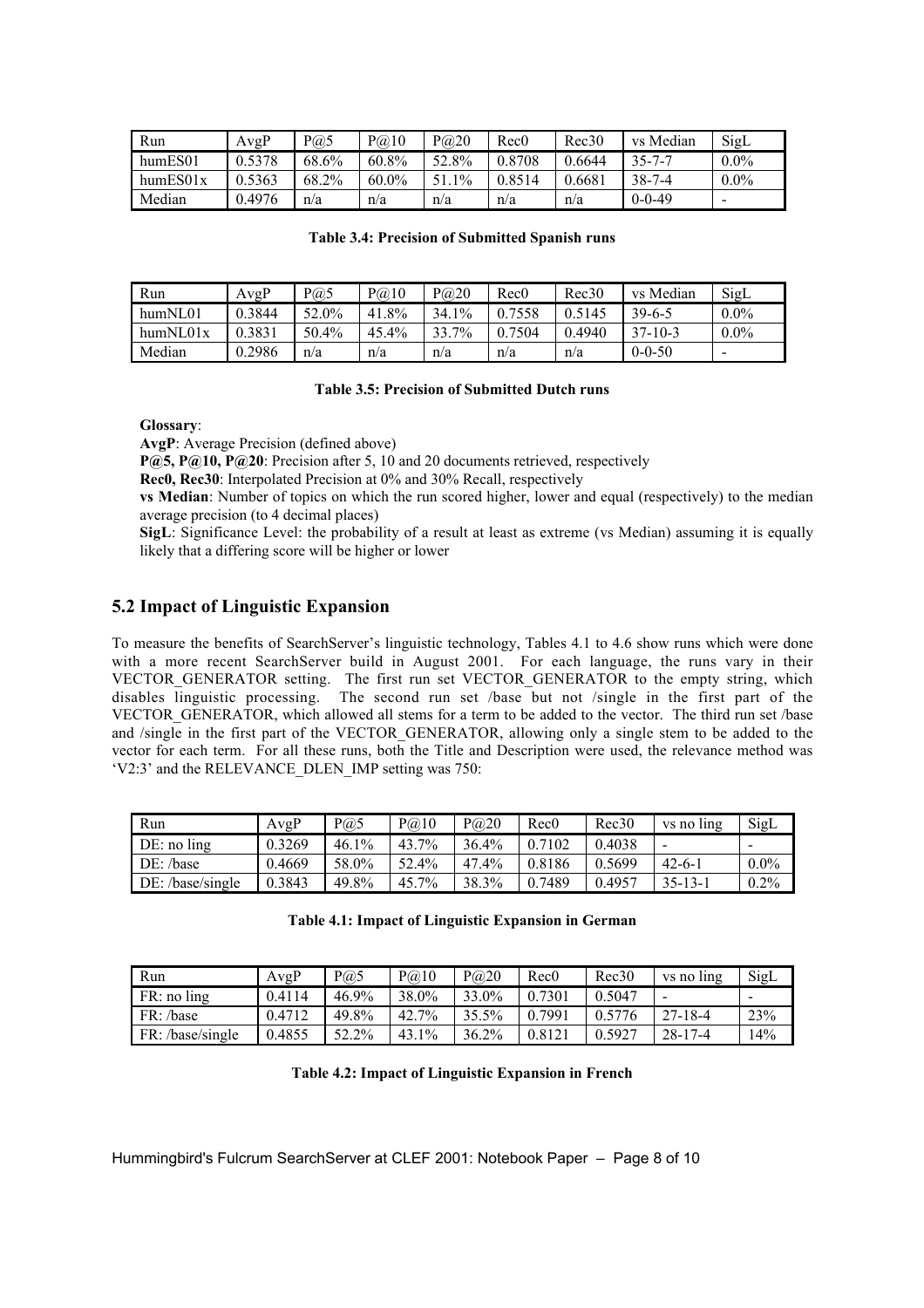| Run | AvgP | P@5 | P@10 | P@20 | Rec0 | Rec30 | vs Median | SigL |
|---|---|---|---|---|---|---|---|---|
| humES01 | 0.5378 | 68.6% | 60.8% | 52.8% | 0.8708 | 0.6644 | 35-7-7 | 0.0% |
| humES01x | 0.5363 | 68.2% | 60.0% | 51.1% | 0.8514 | 0.6681 | 38-7-4 | 0.0% |
| Median | 0.4976 | n/a | n/a | n/a | n/a | n/a | 0-0-49 | - |

**Table 3.4: Precision of Submitted Spanish runs**

| Run | AvgP | P@5 | P@10 | P@20 | Rec0 | Rec30 | vs Median | SigL |
|---|---|---|---|---|---|---|---|---|
| humNL01 | 0.3844 | 52.0% | 41.8% | 34.1% | 0.7558 | 0.5145 | 39-6-5 | 0.0% |
| humNL01x | 0.3831 | 50.4% | 45.4% | 33.7% | 0.7504 | 0.4940 | 37-10-3 | 0.0% |
| Median | 0.2986 | n/a | n/a | n/a | n/a | n/a | 0-0-50 | - |

**Table 3.5: Precision of Submitted Dutch runs**

**Glossary**:

**AvgP**: Average Precision (defined above)

**P@5, P@10, P@20**: Precision after 5, 10 and 20 documents retrieved, respectively

**Rec0, Rec30**: Interpolated Precision at 0% and 30% Recall, respectively

**vs Median**: Number of topics on which the run scored higher, lower and equal (respectively) to the median average precision (to 4 decimal places)

**SigL**: Significance Level: the probability of a result at least as extreme (vs Median) assuming it is equally likely that a differing score will be higher or lower

## 5.2 Impact of Linguistic Expansion

To measure the benefits of SearchServer's linguistic technology, Tables 4.1 to 4.6 show runs which were done with a more recent SearchServer build in August 2001. For each language, the runs vary in their VECTOR_GENERATOR setting. The first run set VECTOR_GENERATOR to the empty string, which disables linguistic processing. The second run set /base but not /single in the first part of the VECTOR_GENERATOR, which allowed all stems for a term to be added to the vector. The third run set /base and /single in the first part of the VECTOR_GENERATOR, allowing only a single stem to be added to the vector for each term. For all these runs, both the Title and Description were used, the relevance method was 'V2:3' and the RELEVANCE_DLEN_IMP setting was 750:

| Run | AvgP | P@5 | P@10 | P@20 | Rec0 | Rec30 | vs no ling | SigL |
|---|---|---|---|---|---|---|---|---|
| DE: no ling | 0.3269 | 46.1% | 43.7% | 36.4% | 0.7102 | 0.4038 | - | - |
| DE: /base | 0.4669 | 58.0% | 52.4% | 47.4% | 0.8186 | 0.5699 | 42-6-1 | 0.0% |
| DE: /base/single | 0.3843 | 49.8% | 45.7% | 38.3% | 0.7489 | 0.4957 | 35-13-1 | 0.2% |

**Table 4.1: Impact of Linguistic Expansion in German**

| Run | AvgP | P@5 | P@10 | P@20 | Rec0 | Rec30 | vs no ling | SigL |
|---|---|---|---|---|---|---|---|---|
| FR: no ling | 0.4114 | 46.9% | 38.0% | 33.0% | 0.7301 | 0.5047 | - | - |
| FR: /base | 0.4712 | 49.8% | 42.7% | 35.5% | 0.7991 | 0.5776 | 27-18-4 | 23% |
| FR: /base/single | 0.4855 | 52.2% | 43.1% | 36.2% | 0.8121 | 0.5927 | 28-17-4 | 14% |

**Table 4.2: Impact of Linguistic Expansion in French**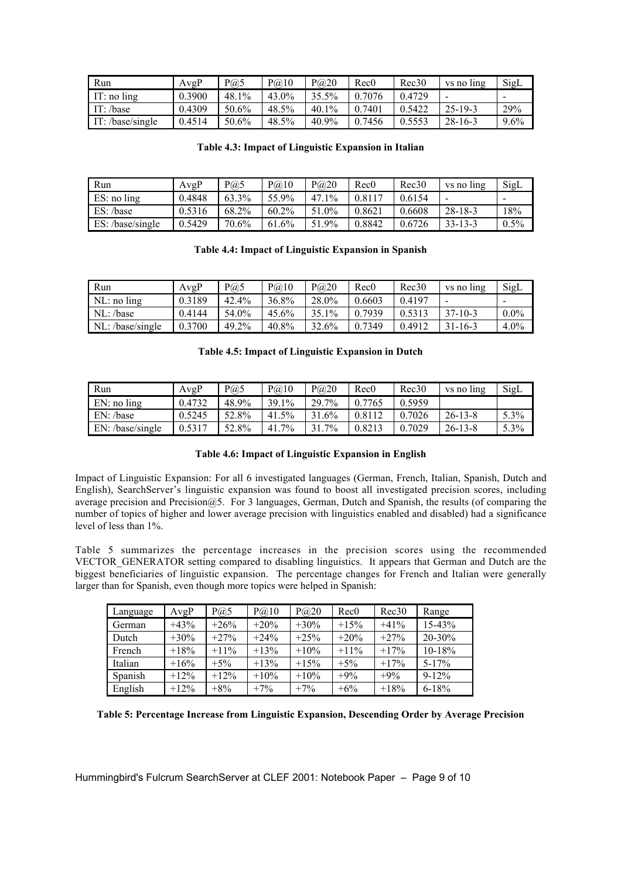| Run | AvgP | P@5 | P@10 | P@20 | Rec0 | Rec30 | vs no ling | SigL |
|---|---|---|---|---|---|---|---|---|
| IT: no ling | 0.3900 | 48.1% | 43.0% | 35.5% | 0.7076 | 0.4729 | - | - |
| IT: /base | 0.4309 | 50.6% | 48.5% | 40.1% | 0.7401 | 0.5422 | 25-19-3 | 29% |
| IT: /base/single | 0.4514 | 50.6% | 48.5% | 40.9% | 0.7456 | 0.5553 | 28-16-3 | 9.6% |

**Table 4.3: Impact of Linguistic Expansion in Italian**

| Run | AvgP | P@5 | P@10 | P@20 | Rec0 | Rec30 | vs no ling | SigL |
|---|---|---|---|---|---|---|---|---|
| ES: no ling | 0.4848 | 63.3% | 55.9% | 47.1% | 0.8117 | 0.6154 | - | - |
| ES: /base | 0.5316 | 68.2% | 60.2% | 51.0% | 0.8621 | 0.6608 | 28-18-3 | 18% |
| ES: /base/single | 0.5429 | 70.6% | 61.6% | 51.9% | 0.8842 | 0.6726 | 33-13-3 | 0.5% |

**Table 4.4: Impact of Linguistic Expansion in Spanish**

| Run | AvgP | P@5 | P@10 | P@20 | Rec0 | Rec30 | vs no ling | SigL |
|---|---|---|---|---|---|---|---|---|
| NL: no ling | 0.3189 | 42.4% | 36.8% | 28.0% | 0.6603 | 0.4197 | - | - |
| NL: /base | 0.4144 | 54.0% | 45.6% | 35.1% | 0.7939 | 0.5313 | 37-10-3 | 0.0% |
| NL: /base/single | 0.3700 | 49.2% | 40.8% | 32.6% | 0.7349 | 0.4912 | 31-16-3 | 4.0% |

**Table 4.5: Impact of Linguistic Expansion in Dutch**

| Run | AvgP | P@5 | P@10 | P@20 | Rec0 | Rec30 | vs no ling | SigL |
|---|---|---|---|---|---|---|---|---|
| EN: no ling | 0.4732 | 48.9% | 39.1% | 29.7% | 0.7765 | 0.5959 | | |
| EN: /base | 0.5245 | 52.8% | 41.5% | 31.6% | 0.8112 | 0.7026 | 26-13-8 | 5.3% |
| EN: /base/single | 0.5317 | 52.8% | 41.7% | 31.7% | 0.8213 | 0.7029 | 26-13-8 | 5.3% |

**Table 4.6: Impact of Linguistic Expansion in English**

Impact of Linguistic Expansion: For all 6 investigated languages (German, French, Italian, Spanish, Dutch and English), SearchServer's linguistic expansion was found to boost all investigated precision scores, including average precision and Precision@5. For 3 languages, German, Dutch and Spanish, the results (of comparing the number of topics of higher and lower average precision with linguistics enabled and disabled) had a significance level of less than 1%.

Table 5 summarizes the percentage increases in the precision scores using the recommended VECTOR_GENERATOR setting compared to disabling linguistics. It appears that German and Dutch are the biggest beneficiaries of linguistic expansion. The percentage changes for French and Italian were generally larger than for Spanish, even though more topics were helped in Spanish:

| Language | AvgP | P@5 | P@10 | P@20 | Rec0 | Rec30 | Range |
|---|---|---|---|---|---|---|---|
| German | +43% | +26% | +20% | +30% | +15% | +41% | 15-43% |
| Dutch | +30% | +27% | +24% | +25% | +20% | +27% | 20-30% |
| French | +18% | +11% | +13% | +10% | +11% | +17% | 10-18% |
| Italian | +16% | +5% | +13% | +15% | +5% | +17% | 5-17% |
| Spanish | +12% | +12% | +10% | +10% | +9% | +9% | 9-12% |
| English | +12% | +8% | +7% | +7% | +6% | +18% | 6-18% |

**Table 5: Percentage Increase from Linguistic Expansion, Descending Order by Average Precision**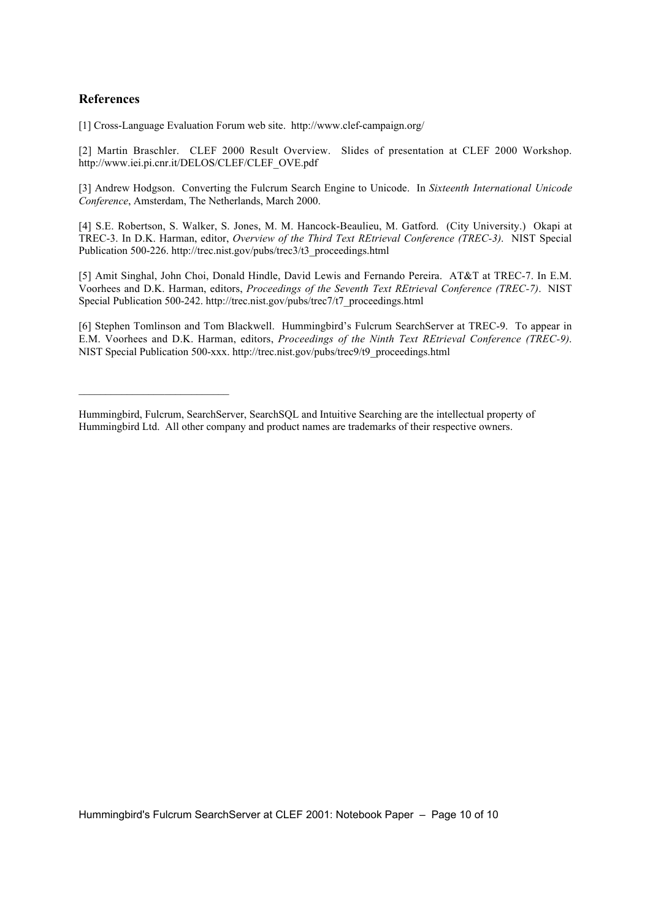## References

[1] Cross-Language Evaluation Forum web site. http://www.clef-campaign.org/

[2] Martin Braschler. CLEF 2000 Result Overview. Slides of presentation at CLEF 2000 Workshop. http://www.iei.pi.cnr.it/DELOS/CLEF/CLEF_OVE.pdf

[3] Andrew Hodgson. Converting the Fulcrum Search Engine to Unicode. In *Sixteenth International Unicode Conference*, Amsterdam, The Netherlands, March 2000.

[4] S.E. Robertson, S. Walker, S. Jones, M. M. Hancock-Beaulieu, M. Gatford. (City University.) Okapi at TREC-3. In D.K. Harman, editor, *Overview of the Third Text REtrieval Conference (TREC-3)*. NIST Special Publication 500-226. http://trec.nist.gov/pubs/trec3/t3_proceedings.html

[5] Amit Singhal, John Choi, Donald Hindle, David Lewis and Fernando Pereira. AT&T at TREC-7. In E.M. Voorhees and D.K. Harman, editors, *Proceedings of the Seventh Text REtrieval Conference (TREC-7)*. NIST Special Publication 500-242. http://trec.nist.gov/pubs/trec7/t7_proceedings.html

[6] Stephen Tomlinson and Tom Blackwell. Hummingbird's Fulcrum SearchServer at TREC-9. To appear in E.M. Voorhees and D.K. Harman, editors, *Proceedings of the Ninth Text REtrieval Conference (TREC-9)*. NIST Special Publication 500-xxx. http://trec.nist.gov/pubs/trec9/t9_proceedings.html

---

Hummingbird, Fulcrum, SearchServer, SearchSQL and Intuitive Searching are the intellectual property of Hummingbird Ltd. All other company and product names are trademarks of their respective owners.